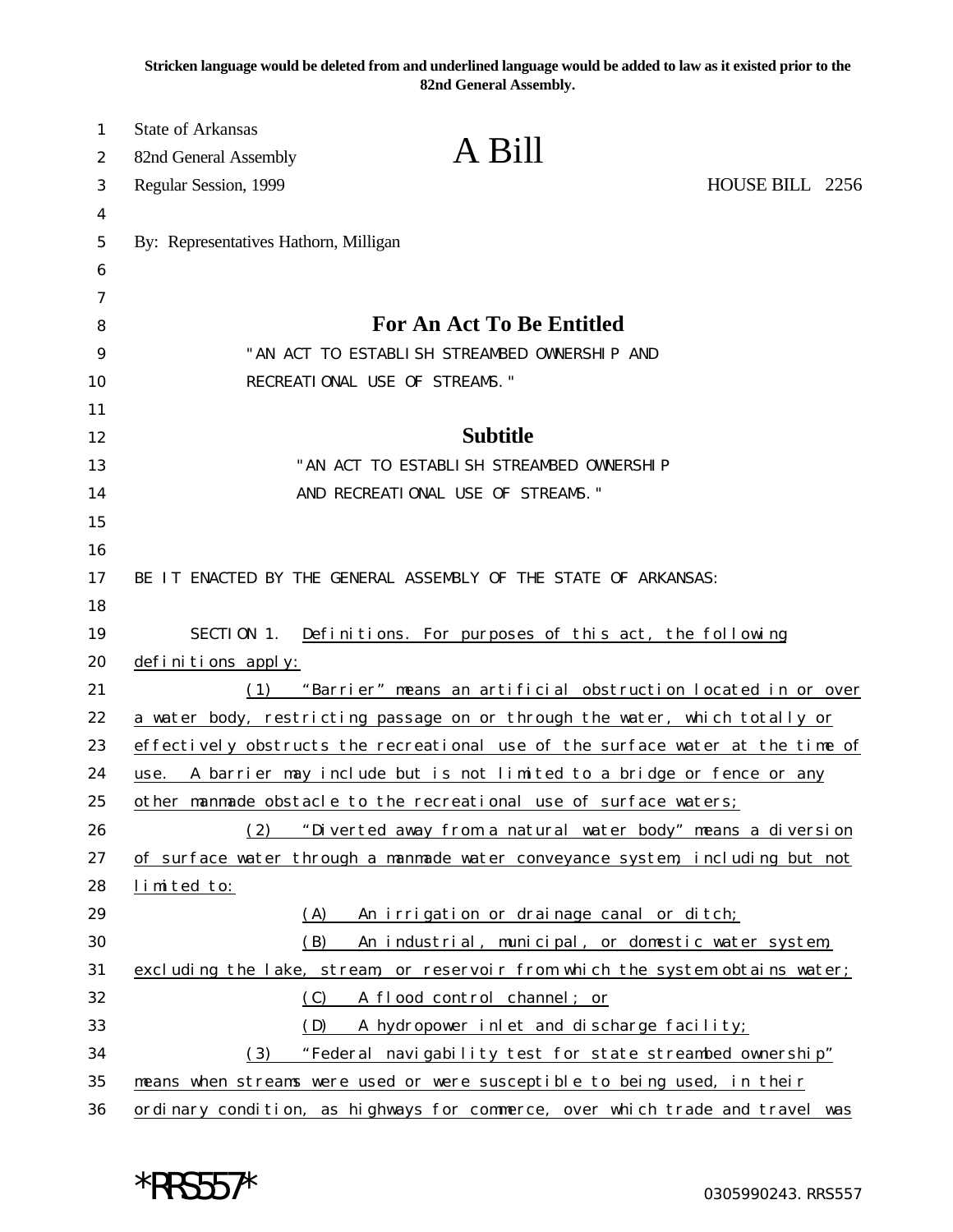**Stricken language would be deleted from and underlined language would be added to law as it existed prior to the 82nd General Assembly.**

State of Arkansas
82nd General Assembly
Regular Session, 1999

# A Bill

HOUSE BILL 2256

By: Representatives Hathorn, Milligan

## For An Act To Be Entitled

"AN ACT TO ESTABLISH STREAMBED OWNERSHIP AND RECREATIONAL USE OF STREAMS."

## Subtitle

"AN ACT TO ESTABLISH STREAMBED OWNERSHIP AND RECREATIONAL USE OF STREAMS."

BE IT ENACTED BY THE GENERAL ASSEMBLY OF THE STATE OF ARKANSAS:

SECTION 1. Definitions. For purposes of this act, the following definitions apply:

(1) "Barrier" means an artificial obstruction located in or over a water body, restricting passage on or through the water, which totally or effectively obstructs the recreational use of the surface water at the time of use. A barrier may include but is not limited to a bridge or fence or any other manmade obstacle to the recreational use of surface waters;

(2) "Diverted away from a natural water body" means a diversion of surface water through a manmade water conveyance system, including but not limited to:

(A) An irrigation or drainage canal or ditch;

(B) An industrial, municipal, or domestic water system, excluding the lake, stream, or reservoir from which the system obtains water;

(C) A flood control channel; or

(D) A hydropower inlet and discharge facility;

(3) "Federal navigability test for state streambed ownership" means when streams were used or were susceptible to being used, in their ordinary condition, as highways for commerce, over which trade and travel was

0305990243.RRS557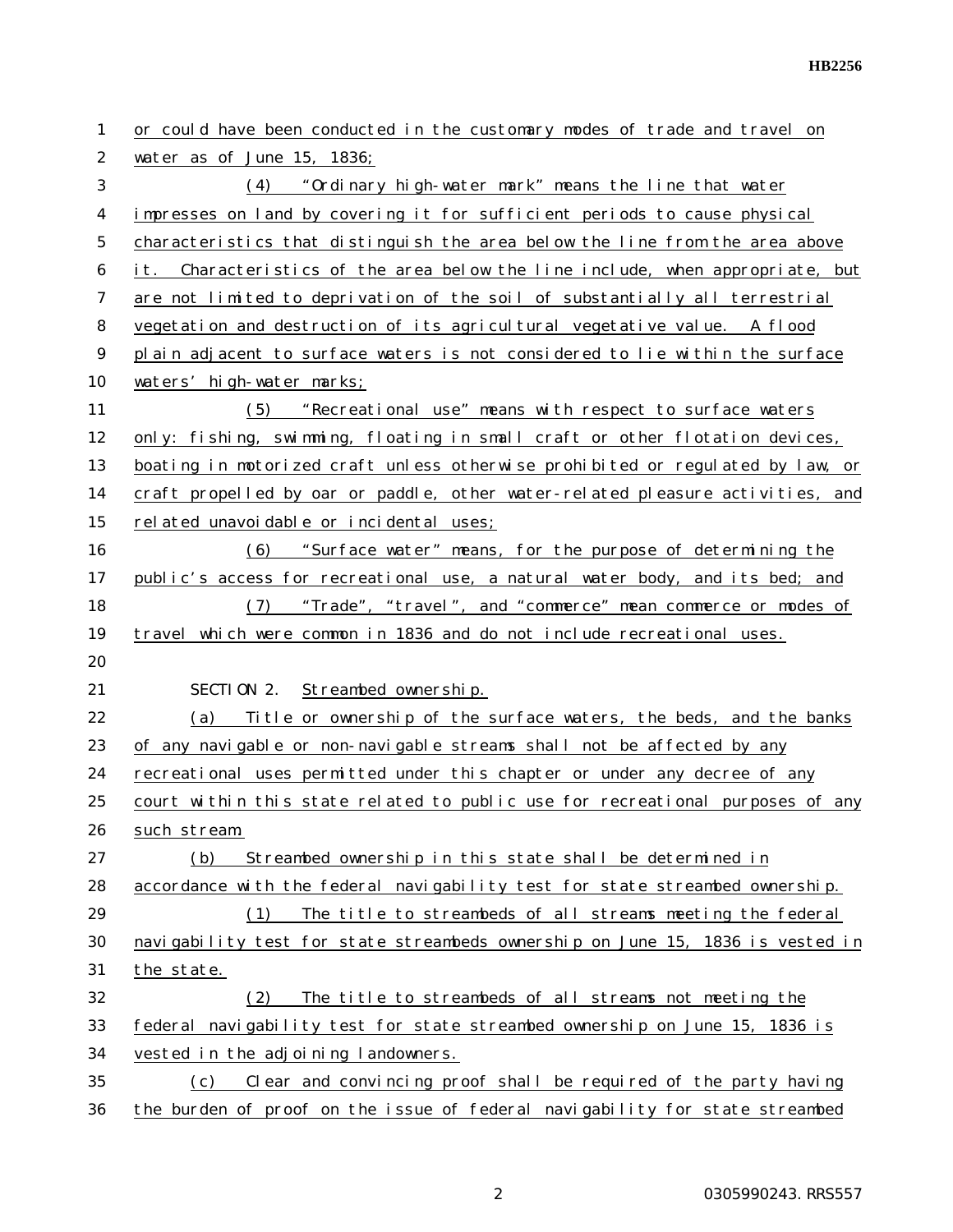or could have been conducted in the customary modes of trade and travel on water as of June 15, 1836;

(4) "Ordinary high-water mark" means the line that water impresses on land by covering it for sufficient periods to cause physical characteristics that distinguish the area below the line from the area above it. Characteristics of the area below the line include, when appropriate, but are not limited to deprivation of the soil of substantially all terrestrial vegetation and destruction of its agricultural vegetative value. A flood plain adjacent to surface waters is not considered to lie within the surface waters' high-water marks;

(5) "Recreational use" means with respect to surface waters only: fishing, swimming, floating in small craft or other flotation devices, boating in motorized craft unless otherwise prohibited or regulated by law, or craft propelled by oar or paddle, other water-related pleasure activities, and related unavoidable or incidental uses;

(6) "Surface water" means, for the purpose of determining the public's access for recreational use, a natural water body, and its bed; and

(7) "Trade", "travel", and "commerce" mean commerce or modes of travel which were common in 1836 and do not include recreational uses.

SECTION 2. Streambed ownership.

(a) Title or ownership of the surface waters, the beds, and the banks of any navigable or non-navigable streams shall not be affected by any recreational uses permitted under this chapter or under any decree of any court within this state related to public use for recreational purposes of any such stream.

(b) Streambed ownership in this state shall be determined in accordance with the federal navigability test for state streambed ownership.

(1) The title to streambeds of all streams meeting the federal navigability test for state streambeds ownership on June 15, 1836 is vested in the state.

(2) The title to streambeds of all streams not meeting the federal navigability test for state streambed ownership on June 15, 1836 is vested in the adjoining landowners.

(c) Clear and convincing proof shall be required of the party having the burden of proof on the issue of federal navigability for state streambed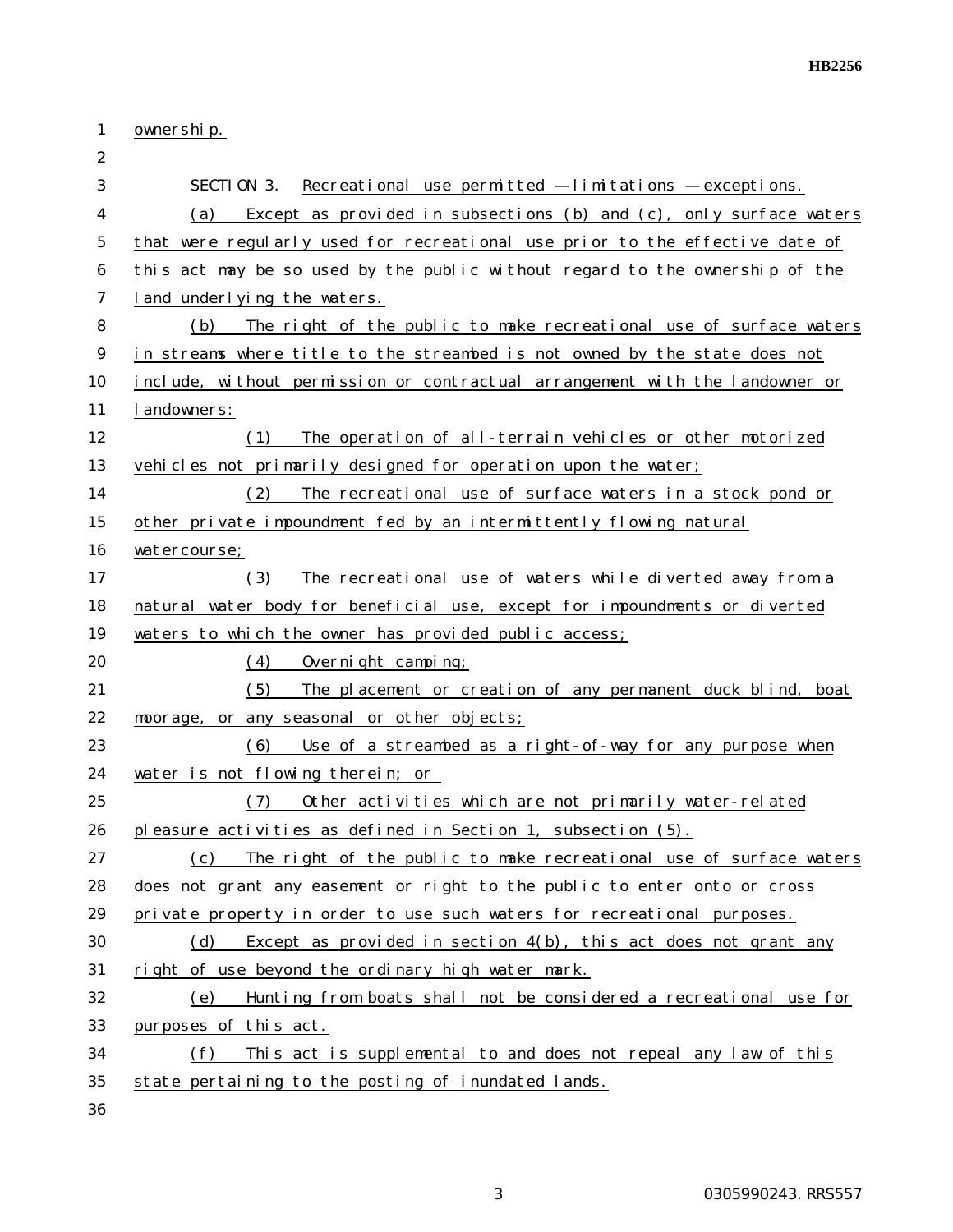ownership.

SECTION 3. Recreational use permitted — limitations — exceptions.

(a) Except as provided in subsections (b) and (c), only surface waters that were regularly used for recreational use prior to the effective date of this act may be so used by the public without regard to the ownership of the land underlying the waters.

(b) The right of the public to make recreational use of surface waters in streams where title to the streambed is not owned by the state does not include, without permission or contractual arrangement with the landowner or landowners:

(1) The operation of all-terrain vehicles or other motorized vehicles not primarily designed for operation upon the water;

(2) The recreational use of surface waters in a stock pond or other private impoundment fed by an intermittently flowing natural watercourse;

(3) The recreational use of waters while diverted away from a natural water body for beneficial use, except for impoundments or diverted waters to which the owner has provided public access;

(4) Overnight camping;

(5) The placement or creation of any permanent duck blind, boat moorage, or any seasonal or other objects;

(6) Use of a streambed as a right-of-way for any purpose when water is not flowing therein; or

(7) Other activities which are not primarily water-related pleasure activities as defined in Section 1, subsection (5).

(c) The right of the public to make recreational use of surface waters does not grant any easement or right to the public to enter onto or cross private property in order to use such waters for recreational purposes.

(d) Except as provided in section 4(b), this act does not grant any right of use beyond the ordinary high water mark.

(e) Hunting from boats shall not be considered a recreational use for purposes of this act.

(f) This act is supplemental to and does not repeal any law of this state pertaining to the posting of inundated lands.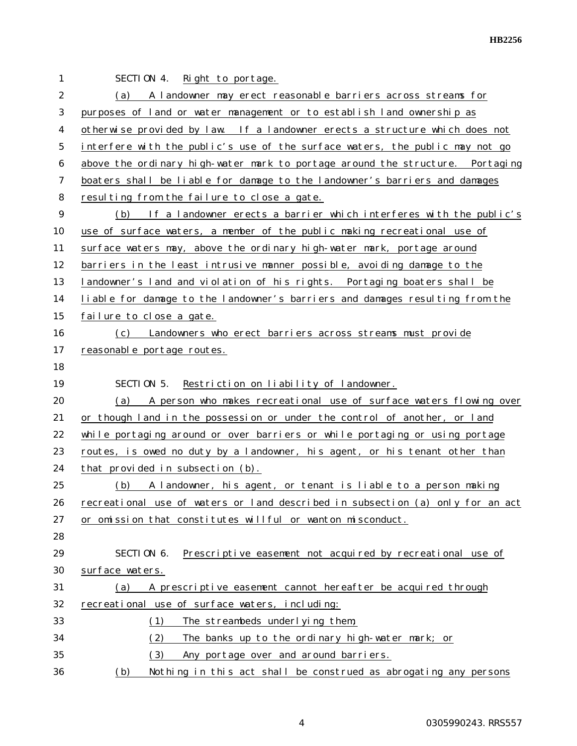SECTION 4. Right to portage.

(a) A landowner may erect reasonable barriers across streams for purposes of land or water management or to establish land ownership as otherwise provided by law. If a landowner erects a structure which does not interfere with the public's use of the surface waters, the public may not go above the ordinary high-water mark to portage around the structure. Portaging boaters shall be liable for damage to the landowner's barriers and damages resulting from the failure to close a gate.

(b) If a landowner erects a barrier which interferes with the public's use of surface waters, a member of the public making recreational use of surface waters may, above the ordinary high-water mark, portage around barriers in the least intrusive manner possible, avoiding damage to the landowner's land and violation of his rights. Portaging boaters shall be liable for damage to the landowner's barriers and damages resulting from the failure to close a gate.

(c) Landowners who erect barriers across streams must provide reasonable portage routes.

SECTION 5. Restriction on liability of landowner.

(a) A person who makes recreational use of surface waters flowing over or though land in the possession or under the control of another, or land while portaging around or over barriers or while portaging or using portage routes, is owed no duty by a landowner, his agent, or his tenant other than that provided in subsection (b).

(b) A landowner, his agent, or tenant is liable to a person making recreational use of waters or land described in subsection (a) only for an act or omission that constitutes willful or wanton misconduct.

SECTION 6. Prescriptive easement not acquired by recreational use of surface waters.

(a) A prescriptive easement cannot hereafter be acquired through recreational use of surface waters, including:

(1) The streambeds underlying them;

(2) The banks up to the ordinary high-water mark; or

(3) Any portage over and around barriers.

(b) Nothing in this act shall be construed as abrogating any persons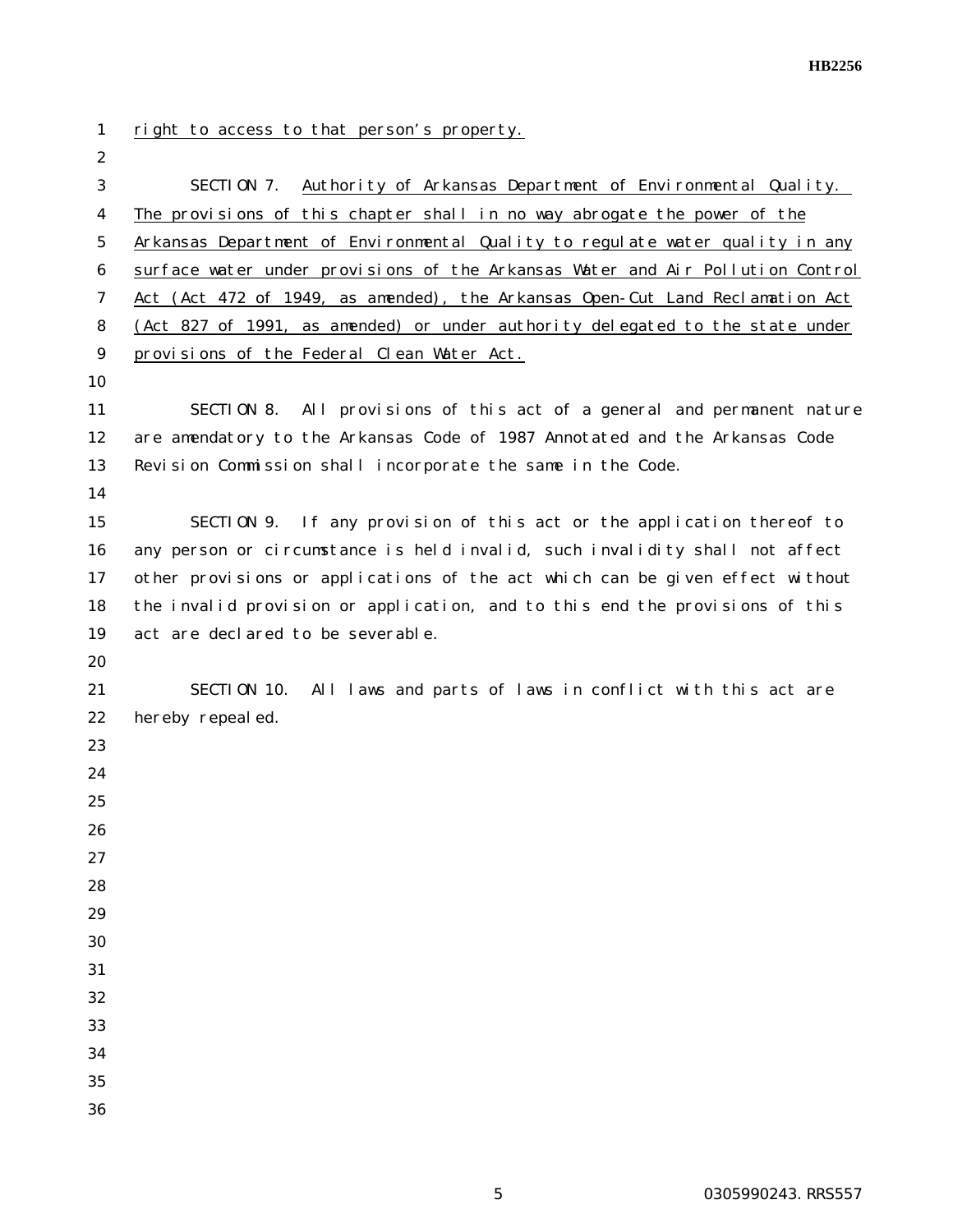right to access to that person's property.

SECTION 7. Authority of Arkansas Department of Environmental Quality. The provisions of this chapter shall in no way abrogate the power of the Arkansas Department of Environmental Quality to regulate water quality in any surface water under provisions of the Arkansas Water and Air Pollution Control Act (Act 472 of 1949, as amended), the Arkansas Open-Cut Land Reclamation Act (Act 827 of 1991, as amended) or under authority delegated to the state under provisions of the Federal Clean Water Act.

SECTION 8. All provisions of this act of a general and permanent nature are amendatory to the Arkansas Code of 1987 Annotated and the Arkansas Code Revision Commission shall incorporate the same in the Code.

SECTION 9. If any provision of this act or the application thereof to any person or circumstance is held invalid, such invalidity shall not affect other provisions or applications of the act which can be given effect without the invalid provision or application, and to this end the provisions of this act are declared to be severable.

SECTION 10. All laws and parts of laws in conflict with this act are hereby repealed.